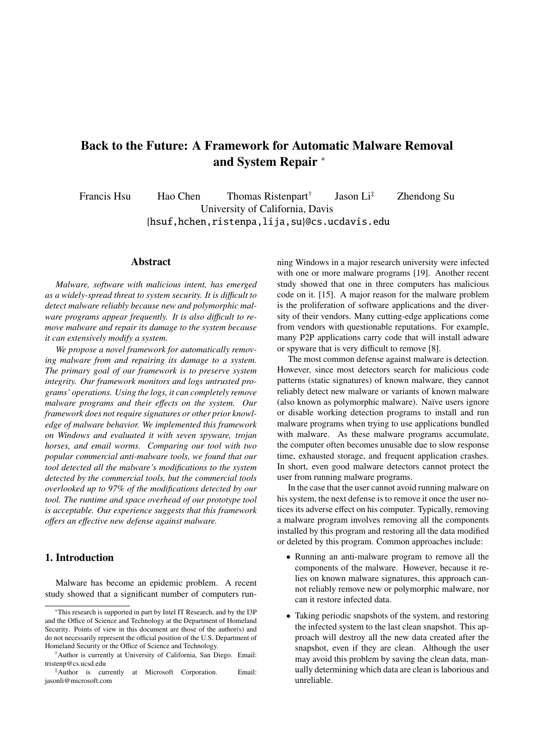# Back to the Future: A Framework for Automatic Malware Removal and System Repair *

Francis Hsu Hao Chen Thomas Ristenpart† Jason Li‡ Zhendong Su
University of California, Davis
{hsuf,hchen,ristenpa,lija,su}@cs.ucdavis.edu

## Abstract

*Malware, software with malicious intent, has emerged as a widely-spread threat to system security. It is difficult to detect malware reliably because new and polymorphic malware programs appear frequently. It is also difficult to remove malware and repair its damage to the system because it can extensively modify a system.*

*We propose a novel framework for automatically removing malware from and repairing its damage to a system. The primary goal of our framework is to preserve system integrity. Our framework monitors and logs untrusted programs' operations. Using the logs, it can completely remove malware programs and their effects on the system. Our framework does not require signatures or other prior knowledge of malware behavior. We implemented this framework on Windows and evaluated it with seven spyware, trojan horses, and email worms. Comparing our tool with two popular commercial anti-malware tools, we found that our tool detected all the malware's modifications to the system detected by the commercial tools, but the commercial tools overlooked up to 97% of the modifications detected by our tool. The runtime and space overhead of our prototype tool is acceptable. Our experience suggests that this framework offers an effective new defense against malware.*

## 1. Introduction

Malware has become an epidemic problem. A recent study showed that a significant number of computers running Windows in a major research university were infected with one or more malware programs [19]. Another recent study showed that one in three computers has malicious code on it. [15]. A major reason for the malware problem is the proliferation of software applications and the diversity of their vendors. Many cutting-edge applications come from vendors with questionable reputations. For example, many P2P applications carry code that will install adware or spyware that is very difficult to remove [8].

The most common defense against malware is detection. However, since most detectors search for malicious code patterns (static signatures) of known malware, they cannot reliably detect new malware or variants of known malware (also known as polymorphic malware). Naïve users ignore or disable working detection programs to install and run malware programs when trying to use applications bundled with malware. As these malware programs accumulate, the computer often becomes unusable due to slow response time, exhausted storage, and frequent application crashes. In short, even good malware detectors cannot protect the user from running malware programs.

In the case that the user cannot avoid running malware on his system, the next defense is to remove it once the user notices its adverse effect on his computer. Typically, removing a malware program involves removing all the components installed by this program and restoring all the data modified or deleted by this program. Common approaches include:

- Running an anti-malware program to remove all the components of the malware. However, because it relies on known malware signatures, this approach cannot reliably remove new or polymorphic malware, nor can it restore infected data.
- Taking periodic snapshots of the system, and restoring the infected system to the last clean snapshot. This approach will destroy all the new data created after the snapshot, even if they are clean. Although the user may avoid this problem by saving the clean data, manually determining which data are clean is laborious and unreliable.

---

*This research is supported in part by Intel IT Research, and by the I3P and the Office of Science and Technology at the Department of Homeland Security. Points of view in this document are those of the author(s) and do not necessarily represent the official position of the U.S. Department of Homeland Security or the Office of Science and Technology.

†Author is currently at University of California, San Diego. Email: tristenp@cs.ucsd.edu

‡Author is currently at Microsoft Corporation. Email: jasonli@microsoft.com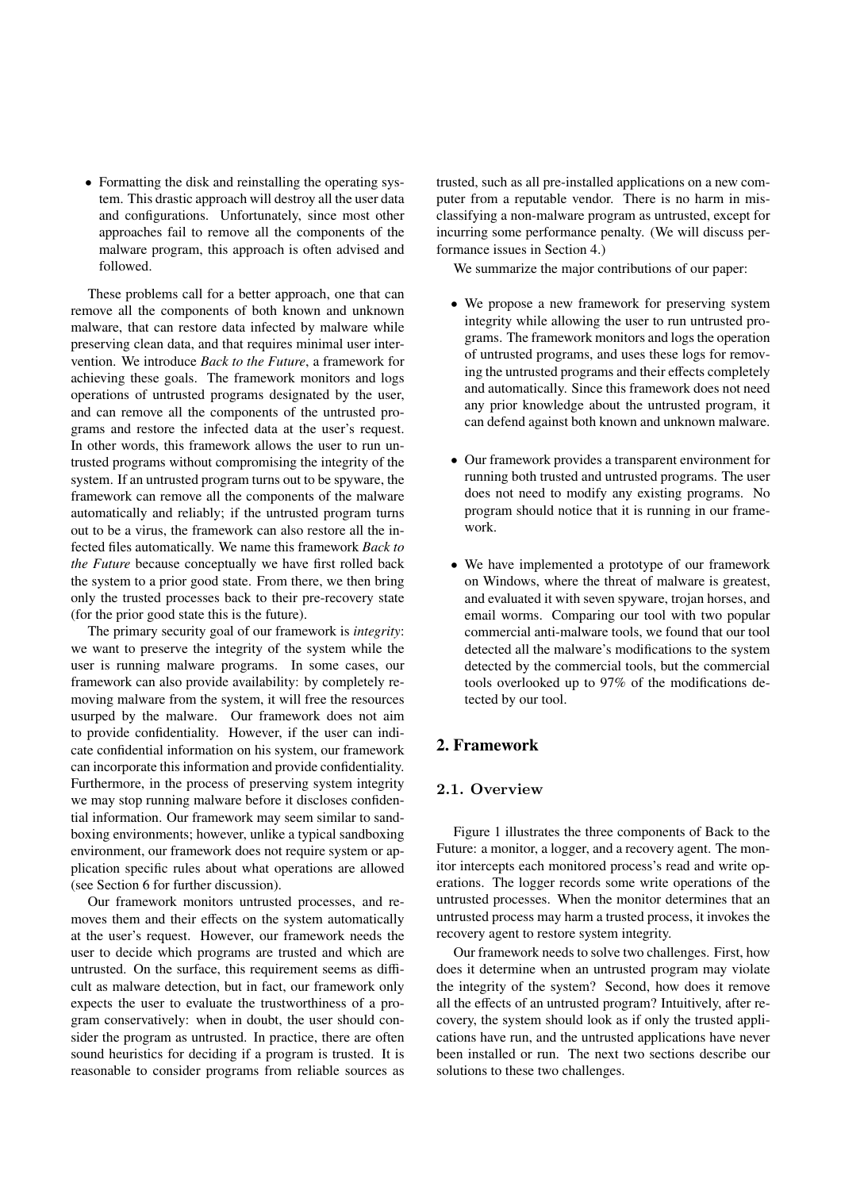- Formatting the disk and reinstalling the operating system. This drastic approach will destroy all the user data and configurations. Unfortunately, since most other approaches fail to remove all the components of the malware program, this approach is often advised and followed.

These problems call for a better approach, one that can remove all the components of both known and unknown malware, that can restore data infected by malware while preserving clean data, and that requires minimal user intervention. We introduce *Back to the Future*, a framework for achieving these goals. The framework monitors and logs operations of untrusted programs designated by the user, and can remove all the components of the untrusted programs and restore the infected data at the user's request. In other words, this framework allows the user to run untrusted programs without compromising the integrity of the system. If an untrusted program turns out to be spyware, the framework can remove all the components of the malware automatically and reliably; if the untrusted program turns out to be a virus, the framework can also restore all the infected files automatically. We name this framework *Back to the Future* because conceptually we have first rolled back the system to a prior good state. From there, we then bring only the trusted processes back to their pre-recovery state (for the prior good state this is the future).

The primary security goal of our framework is *integrity*: we want to preserve the integrity of the system while the user is running malware programs. In some cases, our framework can also provide availability: by completely removing malware from the system, it will free the resources usurped by the malware. Our framework does not aim to provide confidentiality. However, if the user can indicate confidential information on his system, our framework can incorporate this information and provide confidentiality. Furthermore, in the process of preserving system integrity we may stop running malware before it discloses confidential information. Our framework may seem similar to sandboxing environments; however, unlike a typical sandboxing environment, our framework does not require system or application specific rules about what operations are allowed (see Section 6 for further discussion).

Our framework monitors untrusted processes, and removes them and their effects on the system automatically at the user's request. However, our framework needs the user to decide which programs are trusted and which are untrusted. On the surface, this requirement seems as difficult as malware detection, but in fact, our framework only expects the user to evaluate the trustworthiness of a program conservatively: when in doubt, the user should consider the program as untrusted. In practice, there are often sound heuristics for deciding if a program is trusted. It is reasonable to consider programs from reliable sources as trusted, such as all pre-installed applications on a new computer from a reputable vendor. There is no harm in misclassifying a non-malware program as untrusted, except for incurring some performance penalty. (We will discuss performance issues in Section 4.)

We summarize the major contributions of our paper:

- We propose a new framework for preserving system integrity while allowing the user to run untrusted programs. The framework monitors and logs the operation of untrusted programs, and uses these logs for removing the untrusted programs and their effects completely and automatically. Since this framework does not need any prior knowledge about the untrusted program, it can defend against both known and unknown malware.

- Our framework provides a transparent environment for running both trusted and untrusted programs. The user does not need to modify any existing programs. No program should notice that it is running in our framework.

- We have implemented a prototype of our framework on Windows, where the threat of malware is greatest, and evaluated it with seven spyware, trojan horses, and email worms. Comparing our tool with two popular commercial anti-malware tools, we found that our tool detected all the malware's modifications to the system detected by the commercial tools, but the commercial tools overlooked up to 97% of the modifications detected by our tool.

## 2. Framework

### 2.1. Overview

Figure 1 illustrates the three components of Back to the Future: a monitor, a logger, and a recovery agent. The monitor intercepts each monitored process's read and write operations. The logger records some write operations of the untrusted processes. When the monitor determines that an untrusted process may harm a trusted process, it invokes the recovery agent to restore system integrity.

Our framework needs to solve two challenges. First, how does it determine when an untrusted program may violate the integrity of the system? Second, how does it remove all the effects of an untrusted program? Intuitively, after recovery, the system should look as if only the trusted applications have run, and the untrusted applications have never been installed or run. The next two sections describe our solutions to these two challenges.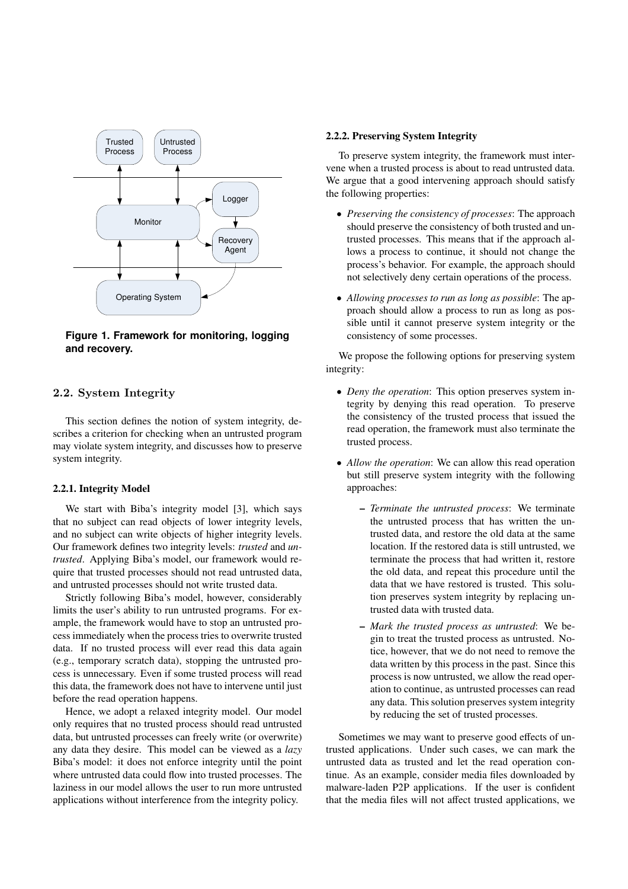Trusted Process

Untrusted Process

Logger

Monitor

Recovery Agent

Operating System

**Figure 1. Framework for monitoring, logging and recovery.**

## 2.2. System Integrity

This section defines the notion of system integrity, describes a criterion for checking when an untrusted program may violate system integrity, and discusses how to preserve system integrity.

### 2.2.1. Integrity Model

We start with Biba's integrity model [3], which says that no subject can read objects of lower integrity levels, and no subject can write objects of higher integrity levels. Our framework defines two integrity levels: *trusted* and *untrusted*. Applying Biba's model, our framework would require that trusted processes should not read untrusted data, and untrusted processes should not write trusted data.

Strictly following Biba's model, however, considerably limits the user's ability to run untrusted programs. For example, the framework would have to stop an untrusted process immediately when the process tries to overwrite trusted data. If no trusted process will ever read this data again (e.g., temporary scratch data), stopping the untrusted process is unnecessary. Even if some trusted process will read this data, the framework does not have to intervene until just before the read operation happens.

Hence, we adopt a relaxed integrity model. Our model only requires that no trusted process should read untrusted data, but untrusted processes can freely write (or overwrite) any data they desire. This model can be viewed as a *lazy* Biba's model: it does not enforce integrity until the point where untrusted data could flow into trusted processes. The laziness in our model allows the user to run more untrusted applications without interference from the integrity policy.

### 2.2.2. Preserving System Integrity

To preserve system integrity, the framework must intervene when a trusted process is about to read untrusted data. We argue that a good intervening approach should satisfy the following properties:

- *Preserving the consistency of processes*: The approach should preserve the consistency of both trusted and untrusted processes. This means that if the approach allows a process to continue, it should not change the process's behavior. For example, the approach should not selectively deny certain operations of the process.
- *Allowing processes to run as long as possible*: The approach should allow a process to run as long as possible until it cannot preserve system integrity or the consistency of some processes.

We propose the following options for preserving system integrity:

- *Deny the operation*: This option preserves system integrity by denying this read operation. To preserve the consistency of the trusted process that issued the read operation, the framework must also terminate the trusted process.
- *Allow the operation*: We can allow this read operation but still preserve system integrity with the following approaches:
  - *Terminate the untrusted process*: We terminate the untrusted process that has written the untrusted data, and restore the old data at the same location. If the restored data is still untrusted, we terminate the process that had written it, restore the old data, and repeat this procedure until the data that we have restored is trusted. This solution preserves system integrity by replacing untrusted data with trusted data.
  - *Mark the trusted process as untrusted*: We begin to treat the trusted process as untrusted. Notice, however, that we do not need to remove the data written by this process in the past. Since this process is now untrusted, we allow the read operation to continue, as untrusted processes can read any data. This solution preserves system integrity by reducing the set of trusted processes.

Sometimes we may want to preserve good effects of untrusted applications. Under such cases, we can mark the untrusted data as trusted and let the read operation continue. As an example, consider media files downloaded by malware-laden P2P applications. If the user is confident that the media files will not affect trusted applications, we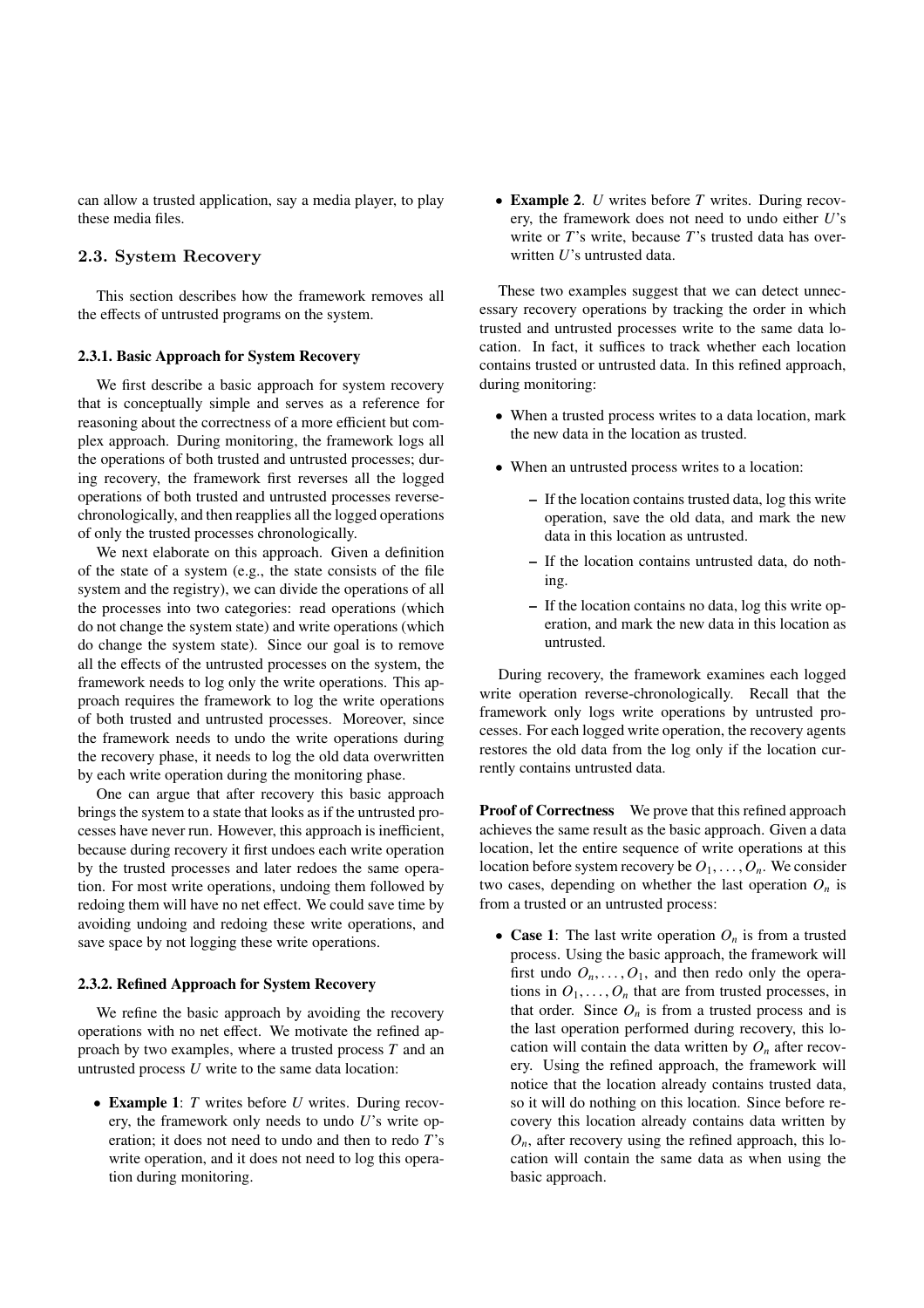can allow a trusted application, say a media player, to play these media files.

## 2.3. System Recovery

This section describes how the framework removes all the effects of untrusted programs on the system.

### 2.3.1. Basic Approach for System Recovery

We first describe a basic approach for system recovery that is conceptually simple and serves as a reference for reasoning about the correctness of a more efficient but complex approach. During monitoring, the framework logs all the operations of both trusted and untrusted processes; during recovery, the framework first reverses all the logged operations of both trusted and untrusted processes reverse-chronologically, and then reapplies all the logged operations of only the trusted processes chronologically.

We next elaborate on this approach. Given a definition of the state of a system (e.g., the state consists of the file system and the registry), we can divide the operations of all the processes into two categories: read operations (which do not change the system state) and write operations (which do change the system state). Since our goal is to remove all the effects of the untrusted processes on the system, the framework needs to log only the write operations. This approach requires the framework to log the write operations of both trusted and untrusted processes. Moreover, since the framework needs to undo the write operations during the recovery phase, it needs to log the old data overwritten by each write operation during the monitoring phase.

One can argue that after recovery this basic approach brings the system to a state that looks as if the untrusted processes have never run. However, this approach is inefficient, because during recovery it first undoes each write operation by the trusted processes and later redoes the same operation. For most write operations, undoing them followed by redoing them will have no net effect. We could save time by avoiding undoing and redoing these write operations, and save space by not logging these write operations.

### 2.3.2. Refined Approach for System Recovery

We refine the basic approach by avoiding the recovery operations with no net effect. We motivate the refined approach by two examples, where a trusted process $T$ and an untrusted process $U$ write to the same data location:

- **Example 1**: $T$ writes before $U$ writes. During recovery, the framework only needs to undo $U$'s write operation; it does not need to undo and then to redo $T$'s write operation, and it does not need to log this operation during monitoring.
- **Example 2**. $U$ writes before $T$ writes. During recovery, the framework does not need to undo either $U$'s write or $T$'s write, because $T$'s trusted data has overwritten $U$'s untrusted data.

These two examples suggest that we can detect unnecessary recovery operations by tracking the order in which trusted and untrusted processes write to the same data location. In fact, it suffices to track whether each location contains trusted or untrusted data. In this refined approach, during monitoring:

- When a trusted process writes to a data location, mark the new data in the location as trusted.
- When an untrusted process writes to a location:
  - If the location contains trusted data, log this write operation, save the old data, and mark the new data in this location as untrusted.
  - If the location contains untrusted data, do nothing.
  - If the location contains no data, log this write operation, and mark the new data in this location as untrusted.

During recovery, the framework examines each logged write operation reverse-chronologically. Recall that the framework only logs write operations by untrusted processes. For each logged write operation, the recovery agents restores the old data from the log only if the location currently contains untrusted data.

**Proof of Correctness** We prove that this refined approach achieves the same result as the basic approach. Given a data location, let the entire sequence of write operations at this location before system recovery be $O_1, \ldots, O_n$. We consider two cases, depending on whether the last operation $O_n$ is from a trusted or an untrusted process:

- **Case 1**: The last write operation $O_n$ is from a trusted process. Using the basic approach, the framework will first undo $O_n, \ldots, O_1$, and then redo only the operations in $O_1, \ldots, O_n$ that are from trusted processes, in that order. Since $O_n$ is from a trusted process and is the last operation performed during recovery, this location will contain the data written by $O_n$ after recovery. Using the refined approach, the framework will notice that the location already contains trusted data, so it will do nothing on this location. Since before recovery this location already contains data written by $O_n$, after recovery using the refined approach, this location will contain the same data as when using the basic approach.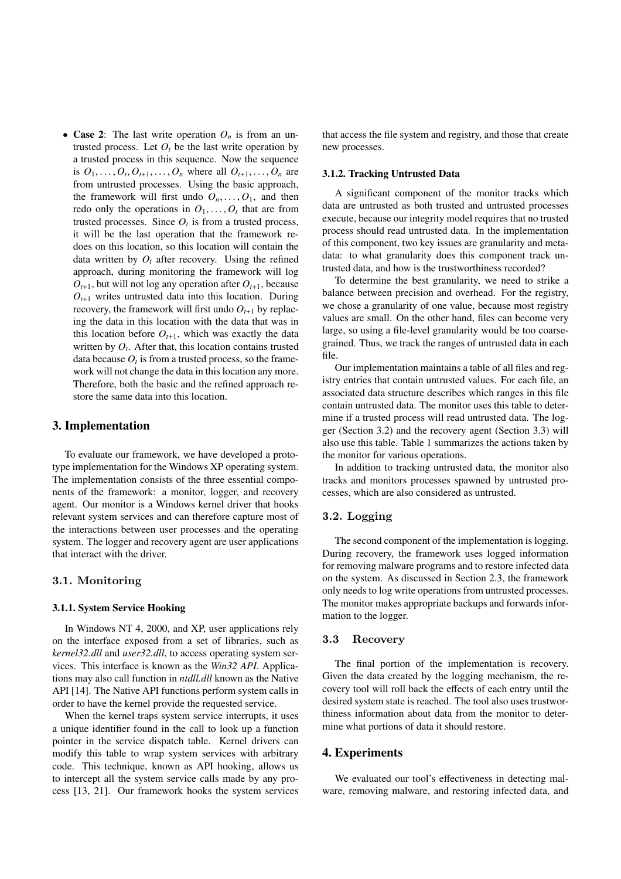- **Case 2**: The last write operation $O_n$ is from an untrusted process. Let $O_t$ be the last write operation by a trusted process in this sequence. Now the sequence is $O_1, \ldots, O_t, O_{t+1}, \ldots, O_n$ where all $O_{t+1}, \ldots, O_n$ are from untrusted processes. Using the basic approach, the framework will first undo $O_n, \ldots, O_1$, and then redo only the operations in $O_1, \ldots, O_t$ that are from trusted processes. Since $O_t$ is from a trusted process, it will be the last operation that the framework redoes on this location, so this location will contain the data written by $O_t$ after recovery. Using the refined approach, during monitoring the framework will log $O_{t+1}$, but will not log any operation after $O_{t+1}$, because $O_{t+1}$ writes untrusted data into this location. During recovery, the framework will first undo $O_{t+1}$ by replacing the data in this location with the data that was in this location before $O_{t+1}$, which was exactly the data written by $O_t$. After that, this location contains trusted data because $O_t$ is from a trusted process, so the framework will not change the data in this location any more. Therefore, both the basic and the refined approach restore the same data into this location.

## 3. Implementation

To evaluate our framework, we have developed a prototype implementation for the Windows XP operating system. The implementation consists of the three essential components of the framework: a monitor, logger, and recovery agent. Our monitor is a Windows kernel driver that hooks relevant system services and can therefore capture most of the interactions between user processes and the operating system. The logger and recovery agent are user applications that interact with the driver.

### 3.1. Monitoring

#### 3.1.1. System Service Hooking

In Windows NT 4, 2000, and XP, user applications rely on the interface exposed from a set of libraries, such as *kernel32.dll* and *user32.dll*, to access operating system services. This interface is known as the *Win32 API*. Applications may also call function in *ntdll.dll* known as the Native API [14]. The Native API functions perform system calls in order to have the kernel provide the requested service.

When the kernel traps system service interrupts, it uses a unique identifier found in the call to look up a function pointer in the service dispatch table. Kernel drivers can modify this table to wrap system services with arbitrary code. This technique, known as API hooking, allows us to intercept all the system service calls made by any process [13, 21]. Our framework hooks the system services that access the file system and registry, and those that create new processes.

#### 3.1.2. Tracking Untrusted Data

A significant component of the monitor tracks which data are untrusted as both trusted and untrusted processes execute, because our integrity model requires that no trusted process should read untrusted data. In the implementation of this component, two key issues are granularity and metadata: to what granularity does this component track untrusted data, and how is the trustworthiness recorded?

To determine the best granularity, we need to strike a balance between precision and overhead. For the registry, we chose a granularity of one value, because most registry values are small. On the other hand, files can become very large, so using a file-level granularity would be too coarse-grained. Thus, we track the ranges of untrusted data in each file.

Our implementation maintains a table of all files and registry entries that contain untrusted values. For each file, an associated data structure describes which ranges in this file contain untrusted data. The monitor uses this table to determine if a trusted process will read untrusted data. The logger (Section 3.2) and the recovery agent (Section 3.3) will also use this table. Table 1 summarizes the actions taken by the monitor for various operations.

In addition to tracking untrusted data, the monitor also tracks and monitors processes spawned by untrusted processes, which are also considered as untrusted.

### 3.2. Logging

The second component of the implementation is logging. During recovery, the framework uses logged information for removing malware programs and to restore infected data on the system. As discussed in Section 2.3, the framework only needs to log write operations from untrusted processes. The monitor makes appropriate backups and forwards information to the logger.

### 3.3 Recovery

The final portion of the implementation is recovery. Given the data created by the logging mechanism, the recovery tool will roll back the effects of each entry until the desired system state is reached. The tool also uses trustworthiness information about data from the monitor to determine what portions of data it should restore.

## 4. Experiments

We evaluated our tool's effectiveness in detecting malware, removing malware, and restoring infected data, and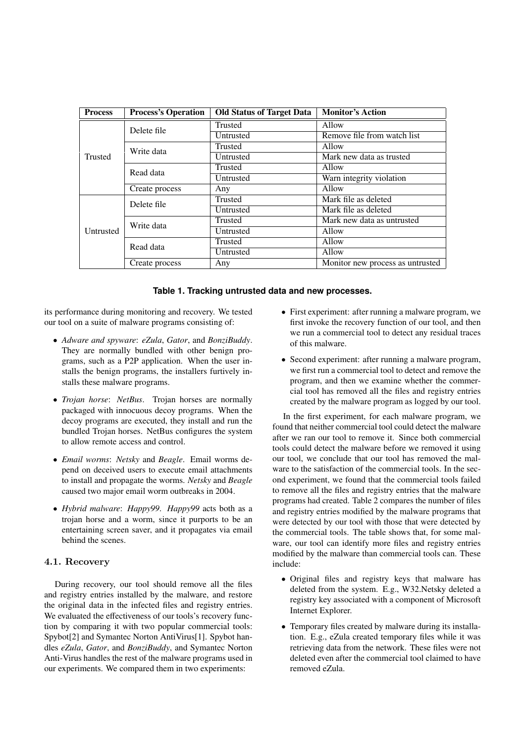| Process | Process's Operation | Old Status of Target Data | Monitor's Action |
|---|---|---|---|
| Trusted | Delete file | Trusted | Allow |
| | | Untrusted | Remove file from watch list |
| | Write data | Trusted | Allow |
| | | Untrusted | Mark new data as trusted |
| | Read data | Trusted | Allow |
| | | Untrusted | Warn integrity violation |
| | Create process | Any | Allow |
| Untrusted | Delete file | Trusted | Mark file as deleted |
| | | Untrusted | Mark file as deleted |
| | Write data | Trusted | Mark new data as untrusted |
| | | Untrusted | Allow |
| | Read data | Trusted | Allow |
| | | Untrusted | Allow |
| | Create process | Any | Monitor new process as untrusted |

**Table 1. Tracking untrusted data and new processes.**

its performance during monitoring and recovery. We tested our tool on a suite of malware programs consisting of:

- *Adware and spyware*: *eZula*, *Gator*, and *BonziBuddy*. They are normally bundled with other benign programs, such as a P2P application. When the user installs the benign programs, the installers furtively installs these malware programs.
- *Trojan horse*: *NetBus*. Trojan horses are normally packaged with innocuous decoy programs. When the decoy programs are executed, they install and run the bundled Trojan horses. NetBus configures the system to allow remote access and control.
- *Email worms*: *Netsky* and *Beagle*. Email worms depend on deceived users to execute email attachments to install and propagate the worms. *Netsky* and *Beagle* caused two major email worm outbreaks in 2004.
- *Hybrid malware*: *Happy99*. *Happy99* acts both as a trojan horse and a worm, since it purports to be an entertaining screen saver, and it propagates via email behind the scenes.

### 4.1. Recovery

During recovery, our tool should remove all the files and registry entries installed by the malware, and restore the original data in the infected files and registry entries. We evaluated the effectiveness of our tools's recovery function by comparing it with two popular commercial tools: Spybot[2] and Symantec Norton AntiVirus[1]. Spybot handles *eZula*, *Gator*, and *BonziBuddy*, and Symantec Norton Anti-Virus handles the rest of the malware programs used in our experiments. We compared them in two experiments:

- First experiment: after running a malware program, we first invoke the recovery function of our tool, and then we run a commercial tool to detect any residual traces of this malware.
- Second experiment: after running a malware program, we first run a commercial tool to detect and remove the program, and then we examine whether the commercial tool has removed all the files and registry entries created by the malware program as logged by our tool.

In the first experiment, for each malware program, we found that neither commercial tool could detect the malware after we ran our tool to remove it. Since both commercial tools could detect the malware before we removed it using our tool, we conclude that our tool has removed the malware to the satisfaction of the commercial tools. In the second experiment, we found that the commercial tools failed to remove all the files and registry entries that the malware programs had created. Table 2 compares the number of files and registry entries modified by the malware programs that were detected by our tool with those that were detected by the commercial tools. The table shows that, for some malware, our tool can identify more files and registry entries modified by the malware than commercial tools can. These include:

- Original files and registry keys that malware has deleted from the system. E.g., W32.Netsky deleted a registry key associated with a component of Microsoft Internet Explorer.
- Temporary files created by malware during its installation. E.g., eZula created temporary files while it was retrieving data from the network. These files were not deleted even after the commercial tool claimed to have removed eZula.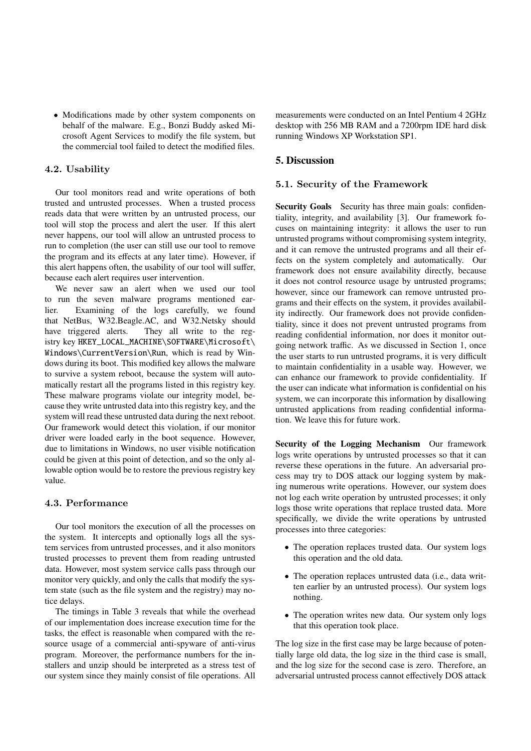- Modifications made by other system components on behalf of the malware. E.g., Bonzi Buddy asked Microsoft Agent Services to modify the file system, but the commercial tool failed to detect the modified files.

### 4.2. Usability

Our tool monitors read and write operations of both trusted and untrusted processes. When a trusted process reads data that were written by an untrusted process, our tool will stop the process and alert the user. If this alert never happens, our tool will allow an untrusted process to run to completion (the user can still use our tool to remove the program and its effects at any later time). However, if this alert happens often, the usability of our tool will suffer, because each alert requires user intervention.

We never saw an alert when we used our tool to run the seven malware programs mentioned earlier. Examining of the logs carefully, we found that NetBus, W32.Beagle.AC, and W32.Netsky should have triggered alerts. They all write to the registry key `HKEY_LOCAL_MACHINE\SOFTWARE\Microsoft\Windows\CurrentVersion\Run`, which is read by Windows during its boot. This modified key allows the malware to survive a system reboot, because the system will automatically restart all the programs listed in this registry key. These malware programs violate our integrity model, because they write untrusted data into this registry key, and the system will read these untrusted data during the next reboot. Our framework would detect this violation, if our monitor driver were loaded early in the boot sequence. However, due to limitations in Windows, no user visible notification could be given at this point of detection, and so the only allowable option would be to restore the previous registry key value.

### 4.3. Performance

Our tool monitors the execution of all the processes on the system. It intercepts and optionally logs all the system services from untrusted processes, and it also monitors trusted processes to prevent them from reading untrusted data. However, most system service calls pass through our monitor very quickly, and only the calls that modify the system state (such as the file system and the registry) may notice delays.

The timings in Table 3 reveals that while the overhead of our implementation does increase execution time for the tasks, the effect is reasonable when compared with the resource usage of a commercial anti-spyware of anti-virus program. Moreover, the performance numbers for the installers and unzip should be interpreted as a stress test of our system since they mainly consist of file operations. All measurements were conducted on an Intel Pentium 4 2GHz desktop with 256 MB RAM and a 7200rpm IDE hard disk running Windows XP Workstation SP1.

## 5. Discussion

### 5.1. Security of the Framework

**Security Goals** Security has three main goals: confidentiality, integrity, and availability [3]. Our framework focuses on maintaining integrity: it allows the user to run untrusted programs without compromising system integrity, and it can remove the untrusted programs and all their effects on the system completely and automatically. Our framework does not ensure availability directly, because it does not control resource usage by untrusted programs; however, since our framework can remove untrusted programs and their effects on the system, it provides availability indirectly. Our framework does not provide confidentiality, since it does not prevent untrusted programs from reading confidential information, nor does it monitor outgoing network traffic. As we discussed in Section 1, once the user starts to run untrusted programs, it is very difficult to maintain confidentiality in a usable way. However, we can enhance our framework to provide confidentiality. If the user can indicate what information is confidential on his system, we can incorporate this information by disallowing untrusted applications from reading confidential information. We leave this for future work.

**Security of the Logging Mechanism** Our framework logs write operations by untrusted processes so that it can reverse these operations in the future. An adversarial process may try to DOS attack our logging system by making numerous write operations. However, our system does not log each write operation by untrusted processes; it only logs those write operations that replace trusted data. More specifically, we divide the write operations by untrusted processes into three categories:

- The operation replaces trusted data. Our system logs this operation and the old data.
- The operation replaces untrusted data (i.e., data written earlier by an untrusted process). Our system logs nothing.
- The operation writes new data. Our system only logs that this operation took place.

The log size in the first case may be large because of potentially large old data, the log size in the third case is small, and the log size for the second case is zero. Therefore, an adversarial untrusted process cannot effectively DOS attack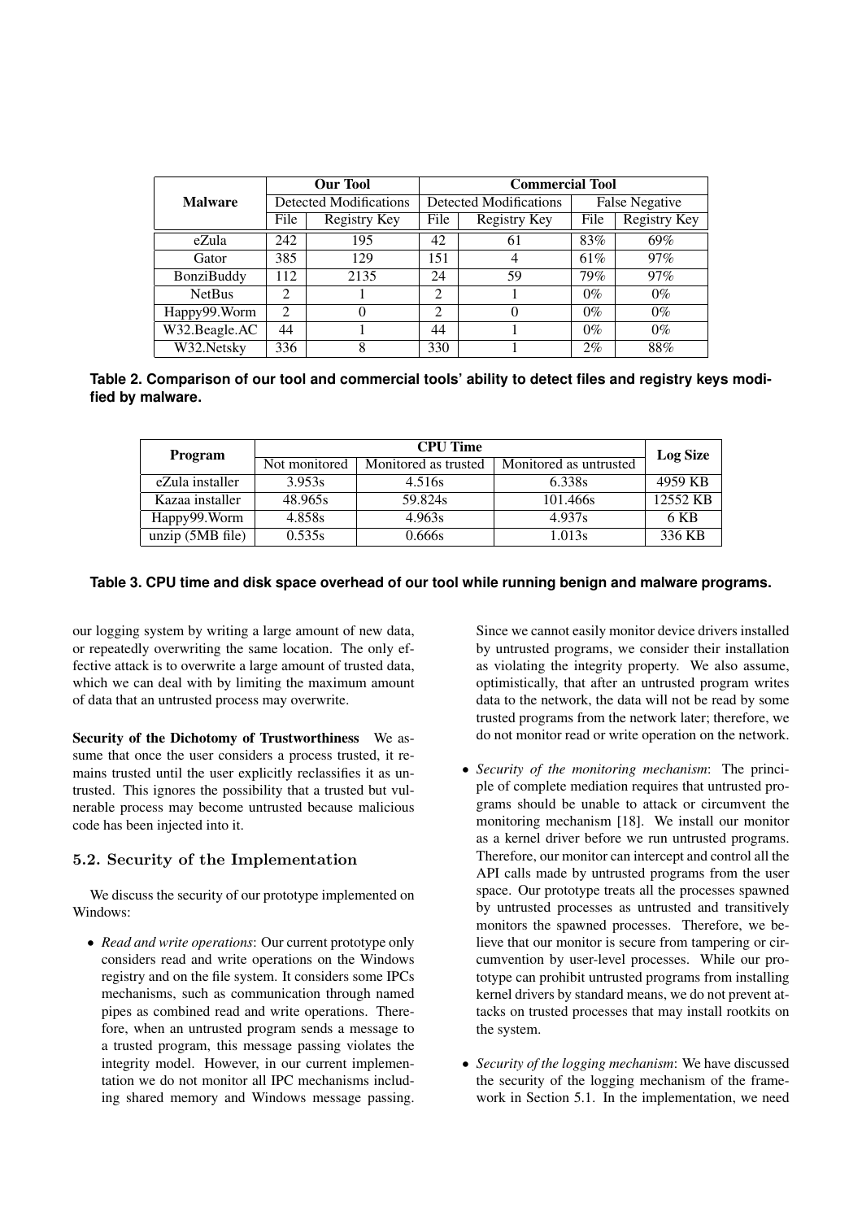| Malware | Our Tool | | Commercial Tool | | | |
|---|---|---|---|---|---|---|
| | Detected Modifications | | Detected Modifications | | False Negative | |
| | File | Registry Key | File | Registry Key | File | Registry Key |
| eZula | 242 | 195 | 42 | 61 | 83% | 69% |
| Gator | 385 | 129 | 151 | 4 | 61% | 97% |
| BonziBuddy | 112 | 2135 | 24 | 59 | 79% | 97% |
| NetBus | 2 | 1 | 2 | 1 | 0% | 0% |
| Happy99.Worm | 2 | 0 | 2 | 0 | 0% | 0% |
| W32.Beagle.AC | 44 | 1 | 44 | 1 | 0% | 0% |
| W32.Netsky | 336 | 8 | 330 | 1 | 2% | 88% |

**Table 2. Comparison of our tool and commercial tools' ability to detect files and registry keys modified by malware.**

| Program | CPU Time | | | Log Size |
|---|---|---|---|---|
| | Not monitored | Monitored as trusted | Monitored as untrusted | |
| eZula installer | 3.953s | 4.516s | 6.338s | 4959 KB |
| Kazaa installer | 48.965s | 59.824s | 101.466s | 12552 KB |
| Happy99.Worm | 4.858s | 4.963s | 4.937s | 6 KB |
| unzip (5MB file) | 0.535s | 0.666s | 1.013s | 336 KB |

**Table 3. CPU time and disk space overhead of our tool while running benign and malware programs.**

our logging system by writing a large amount of new data, or repeatedly overwriting the same location. The only effective attack is to overwrite a large amount of trusted data, which we can deal with by limiting the maximum amount of data that an untrusted process may overwrite.

**Security of the Dichotomy of Trustworthiness** We assume that once the user considers a process trusted, it remains trusted until the user explicitly reclassifies it as untrusted. This ignores the possibility that a trusted but vulnerable process may become untrusted because malicious code has been injected into it.

### 5.2. Security of the Implementation

We discuss the security of our prototype implemented on Windows:

- *Read and write operations*: Our current prototype only considers read and write operations on the Windows registry and on the file system. It considers some IPCs mechanisms, such as communication through named pipes as combined read and write operations. Therefore, when an untrusted program sends a message to a trusted program, this message passing violates the integrity model. However, in our current implementation we do not monitor all IPC mechanisms including shared memory and Windows message passing. Since we cannot easily monitor device drivers installed by untrusted programs, we consider their installation as violating the integrity property. We also assume, optimistically, that after an untrusted program writes data to the network, the data will not be read by some trusted programs from the network later; therefore, we do not monitor read or write operation on the network.

- *Security of the monitoring mechanism*: The principle of complete mediation requires that untrusted programs should be unable to attack or circumvent the monitoring mechanism [18]. We install our monitor as a kernel driver before we run untrusted programs. Therefore, our monitor can intercept and control all the API calls made by untrusted programs from the user space. Our prototype treats all the processes spawned by untrusted processes as untrusted and transitively monitors the spawned processes. Therefore, we believe that our monitor is secure from tampering or circumvention by user-level processes. While our prototype can prohibit untrusted programs from installing kernel drivers by standard means, we do not prevent attacks on trusted processes that may install rootkits on the system.

- *Security of the logging mechanism*: We have discussed the security of the logging mechanism of the framework in Section 5.1. In the implementation, we need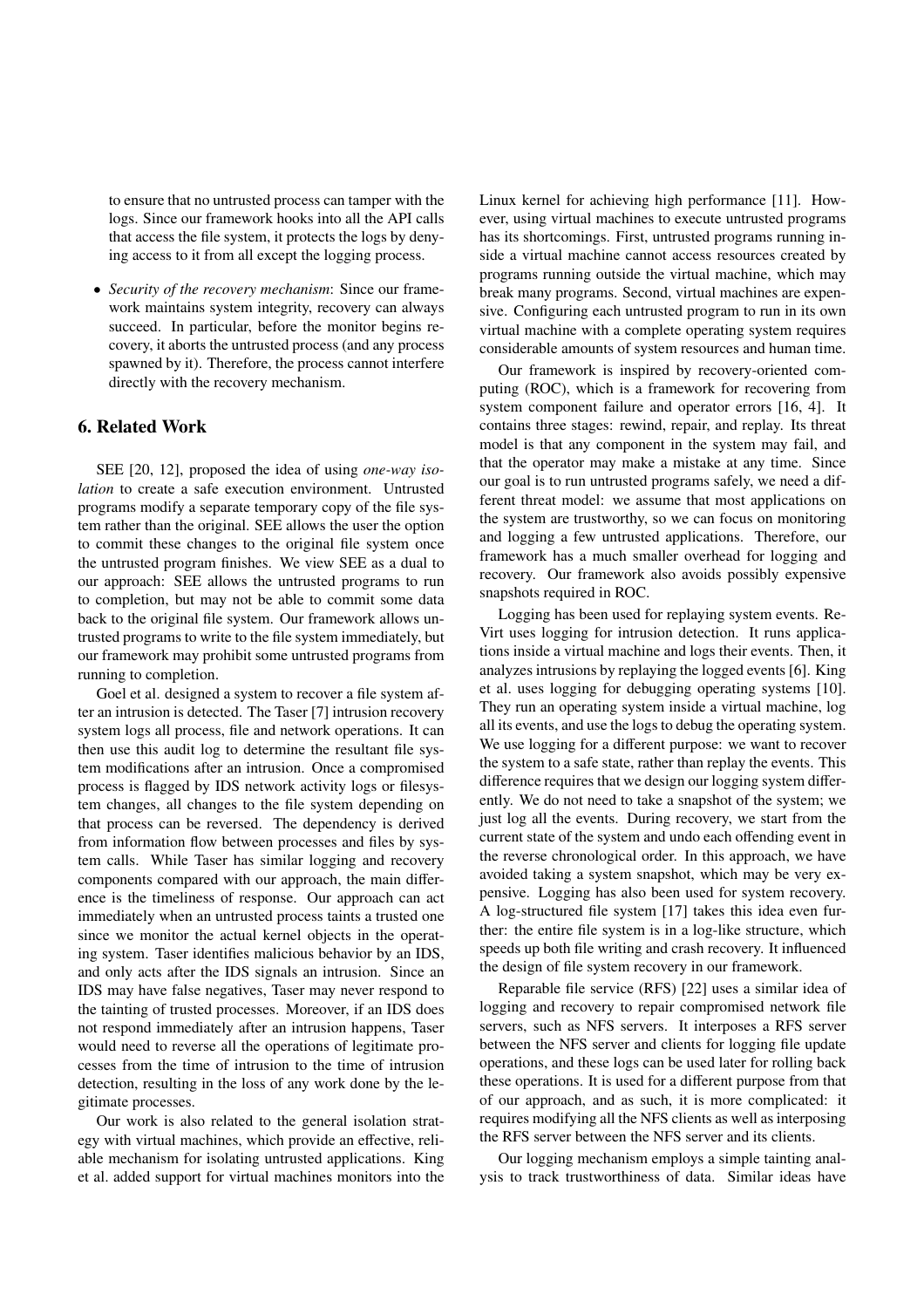to ensure that no untrusted process can tamper with the logs. Since our framework hooks into all the API calls that access the file system, it protects the logs by denying access to it from all except the logging process.

- *Security of the recovery mechanism*: Since our framework maintains system integrity, recovery can always succeed. In particular, before the monitor begins recovery, it aborts the untrusted process (and any process spawned by it). Therefore, the process cannot interfere directly with the recovery mechanism.

## 6. Related Work

SEE [20, 12], proposed the idea of using *one-way isolation* to create a safe execution environment. Untrusted programs modify a separate temporary copy of the file system rather than the original. SEE allows the user the option to commit these changes to the original file system once the untrusted program finishes. We view SEE as a dual to our approach: SEE allows the untrusted programs to run to completion, but may not be able to commit some data back to the original file system. Our framework allows untrusted programs to write to the file system immediately, but our framework may prohibit some untrusted programs from running to completion.

Goel et al. designed a system to recover a file system after an intrusion is detected. The Taser [7] intrusion recovery system logs all process, file and network operations. It can then use this audit log to determine the resultant file system modifications after an intrusion. Once a compromised process is flagged by IDS network activity logs or filesystem changes, all changes to the file system depending on that process can be reversed. The dependency is derived from information flow between processes and files by system calls. While Taser has similar logging and recovery components compared with our approach, the main difference is the timeliness of response. Our approach can act immediately when an untrusted process taints a trusted one since we monitor the actual kernel objects in the operating system. Taser identifies malicious behavior by an IDS, and only acts after the IDS signals an intrusion. Since an IDS may have false negatives, Taser may never respond to the tainting of trusted processes. Moreover, if an IDS does not respond immediately after an intrusion happens, Taser would need to reverse all the operations of legitimate processes from the time of intrusion to the time of intrusion detection, resulting in the loss of any work done by the legitimate processes.

Our work is also related to the general isolation strategy with virtual machines, which provide an effective, reliable mechanism for isolating untrusted applications. King et al. added support for virtual machines monitors into the Linux kernel for achieving high performance [11]. However, using virtual machines to execute untrusted programs has its shortcomings. First, untrusted programs running inside a virtual machine cannot access resources created by programs running outside the virtual machine, which may break many programs. Second, virtual machines are expensive. Configuring each untrusted program to run in its own virtual machine with a complete operating system requires considerable amounts of system resources and human time.

Our framework is inspired by recovery-oriented computing (ROC), which is a framework for recovering from system component failure and operator errors [16, 4]. It contains three stages: rewind, repair, and replay. Its threat model is that any component in the system may fail, and that the operator may make a mistake at any time. Since our goal is to run untrusted programs safely, we need a different threat model: we assume that most applications on the system are trustworthy, so we can focus on monitoring and logging a few untrusted applications. Therefore, our framework has a much smaller overhead for logging and recovery. Our framework also avoids possibly expensive snapshots required in ROC.

Logging has been used for replaying system events. ReVirt uses logging for intrusion detection. It runs applications inside a virtual machine and logs their events. Then, it analyzes intrusions by replaying the logged events [6]. King et al. uses logging for debugging operating systems [10]. They run an operating system inside a virtual machine, log all its events, and use the logs to debug the operating system. We use logging for a different purpose: we want to recover the system to a safe state, rather than replay the events. This difference requires that we design our logging system differently. We do not need to take a snapshot of the system; we just log all the events. During recovery, we start from the current state of the system and undo each offending event in the reverse chronological order. In this approach, we have avoided taking a system snapshot, which may be very expensive. Logging has also been used for system recovery. A log-structured file system [17] takes this idea even further: the entire file system is in a log-like structure, which speeds up both file writing and crash recovery. It influenced the design of file system recovery in our framework.

Reparable file service (RFS) [22] uses a similar idea of logging and recovery to repair compromised network file servers, such as NFS servers. It interposes a RFS server between the NFS server and clients for logging file update operations, and these logs can be used later for rolling back these operations. It is used for a different purpose from that of our approach, and as such, it is more complicated: it requires modifying all the NFS clients as well as interposing the RFS server between the NFS server and its clients.

Our logging mechanism employs a simple tainting analysis to track trustworthiness of data. Similar ideas have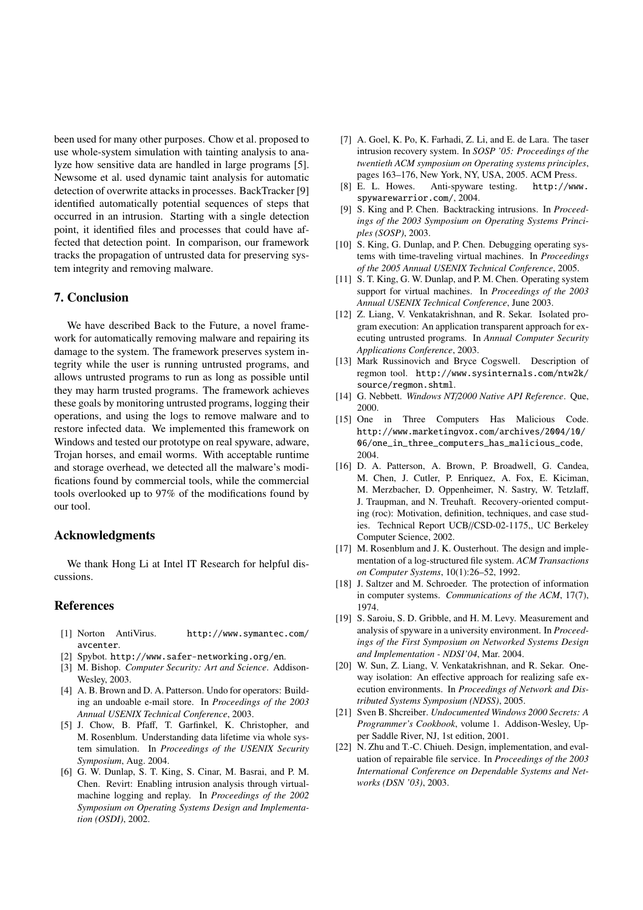been used for many other purposes. Chow et al. proposed to use whole-system simulation with tainting analysis to analyze how sensitive data are handled in large programs [5]. Newsome et al. used dynamic taint analysis for automatic detection of overwrite attacks in processes. BackTracker [9] identified automatically potential sequences of steps that occurred in an intrusion. Starting with a single detection point, it identified files and processes that could have affected that detection point. In comparison, our framework tracks the propagation of untrusted data for preserving system integrity and removing malware.

## 7. Conclusion

We have described Back to the Future, a novel framework for automatically removing malware and repairing its damage to the system. The framework preserves system integrity while the user is running untrusted programs, and allows untrusted programs to run as long as possible until they may harm trusted programs. The framework achieves these goals by monitoring untrusted programs, logging their operations, and using the logs to remove malware and to restore infected data. We implemented this framework on Windows and tested our prototype on real spyware, adware, Trojan horses, and email worms. With acceptable runtime and storage overhead, we detected all the malware's modifications found by commercial tools, while the commercial tools overlooked up to 97% of the modifications found by our tool.

## Acknowledgments

We thank Hong Li at Intel IT Research for helpful discussions.

## References

[1] Norton AntiVirus. http://www.symantec.com/avcenter.

[2] Spybot. http://www.safer-networking.org/en.

[3] M. Bishop. *Computer Security: Art and Science*. Addison-Wesley, 2003.

[4] A. B. Brown and D. A. Patterson. Undo for operators: Building an undoable e-mail store. In *Proceedings of the 2003 Annual USENIX Technical Conference*, 2003.

[5] J. Chow, B. Pfaff, T. Garfinkel, K. Christopher, and M. Rosenblum. Understanding data lifetime via whole system simulation. In *Proceedings of the USENIX Security Symposium*, Aug. 2004.

[6] G. W. Dunlap, S. T. King, S. Cinar, M. Basrai, and P. M. Chen. Revirt: Enabling intrusion analysis through virtual-machine logging and replay. In *Proceedings of the 2002 Symposium on Operating Systems Design and Implementation (OSDI)*, 2002.

[7] A. Goel, K. Po, K. Farhadi, Z. Li, and E. de Lara. The taser intrusion recovery system. In *SOSP '05: Proceedings of the twentieth ACM symposium on Operating systems principles*, pages 163–176, New York, NY, USA, 2005. ACM Press.

[8] E. L. Howes. Anti-spyware testing. http://www.spywarewarrior.com/, 2004.

[9] S. King and P. Chen. Backtracking intrusions. In *Proceedings of the 2003 Symposium on Operating Systems Principles (SOSP)*, 2003.

[10] S. King, G. Dunlap, and P. Chen. Debugging operating systems with time-traveling virtual machines. In *Proceedings of the 2005 Annual USENIX Technical Conference*, 2005.

[11] S. T. King, G. W. Dunlap, and P. M. Chen. Operating system support for virtual machines. In *Proceedings of the 2003 Annual USENIX Technical Conference*, June 2003.

[12] Z. Liang, V. Venkatakrishnan, and R. Sekar. Isolated program execution: An application transparent approach for executing untrusted programs. In *Annual Computer Security Applications Conference*, 2003.

[13] Mark Russinovich and Bryce Cogswell. Description of regmon tool. http://www.sysinternals.com/ntw2k/source/regmon.shtml.

[14] G. Nebbett. *Windows NT/2000 Native API Reference*. Que, 2000.

[15] One in Three Computers Has Malicious Code. http://www.marketingvox.com/archives/2004/10/06/one_in_three_computers_has_malicious_code, 2004.

[16] D. A. Patterson, A. Brown, P. Broadwell, G. Candea, M. Chen, J. Cutler, P. Enriquez, A. Fox, E. Kiciman, M. Merzbacher, D. Oppenheimer, N. Sastry, W. Tetzlaff, J. Traupman, and N. Treuhaft. Recovery-oriented computing (roc): Motivation, definition, techniques, and case studies. Technical Report UCB//CSD-02-1175,, UC Berkeley Computer Science, 2002.

[17] M. Rosenblum and J. K. Ousterhout. The design and implementation of a log-structured file system. *ACM Transactions on Computer Systems*, 10(1):26–52, 1992.

[18] J. Saltzer and M. Schroeder. The protection of information in computer systems. *Communications of the ACM*, 17(7), 1974.

[19] S. Saroiu, S. D. Gribble, and H. M. Levy. Measurement and analysis of spyware in a university environment. In *Proceedings of the First Symposium on Networked Systems Design and Implementation - NDSI'04*, Mar. 2004.

[20] W. Sun, Z. Liang, V. Venkatakrishnan, and R. Sekar. One-way isolation: An effective approach for realizing safe execution environments. In *Proceedings of Network and Distributed Systems Symposium (NDSS)*, 2005.

[21] Sven B. Shcreiber. *Undocumented Windows 2000 Secrets: A Programmer's Cookbook*, volume 1. Addison-Wesley, Upper Saddle River, NJ, 1st edition, 2001.

[22] N. Zhu and T.-C. Chiueh. Design, implementation, and evaluation of repairable file service. In *Proceedings of the 2003 International Conference on Dependable Systems and Networks (DSN '03)*, 2003.